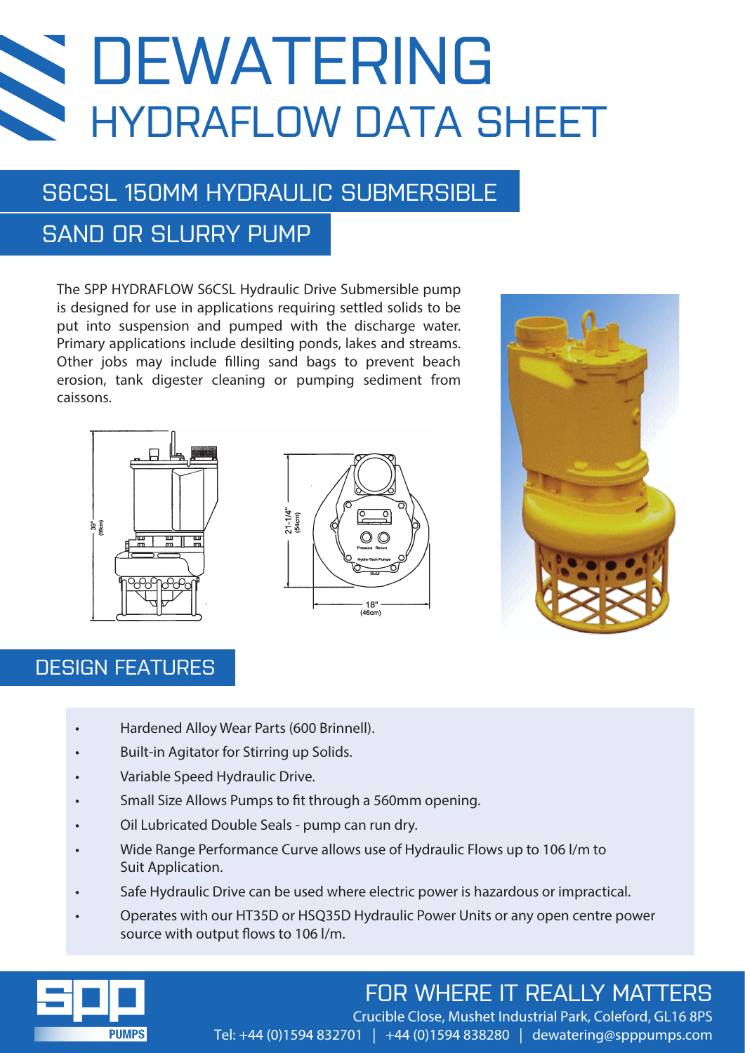# DEWATERING

## HYDRAFLOW DATA SHEET

## S6CSL 150MM HYDRAULIC SUBMERSIBLE SAND OR SLURRY PUMP

The SPP HYDRAFLOW S6CSL Hydraulic Drive Submersible pump is designed for use in applications requiring settled solids to be put into suspension and pumped with the discharge water. Primary applications include desilting ponds, lakes and streams. Other jobs may include filling sand bags to prevent beach erosion, tank digester cleaning or pumping sediment from caissons.

## DESIGN FEATURES

- Hardened Alloy Wear Parts (600 Brinnell).
- Built-in Agitator for Stirring up Solids.
- Variable Speed Hydraulic Drive.
- Small Size Allows Pumps to fit through a 560mm opening.
- Oil Lubricated Double Seals - pump can run dry.
- Wide Range Performance Curve allows use of Hydraulic Flows up to 106 l/m to Suit Application.
- Safe Hydraulic Drive can be used where electric power is hazardous or impractical.
- Operates with our HT35D or HSQ35D Hydraulic Power Units or any open centre power source with output flows to 106 l/m.

FOR WHERE IT REALLY MATTERS

Crucible Close, Mushet Industrial Park, Coleford, GL16 8PS

Tel: +44 (0)1594 832701 | +44 (0)1594 838280 | dewatering@spppumps.com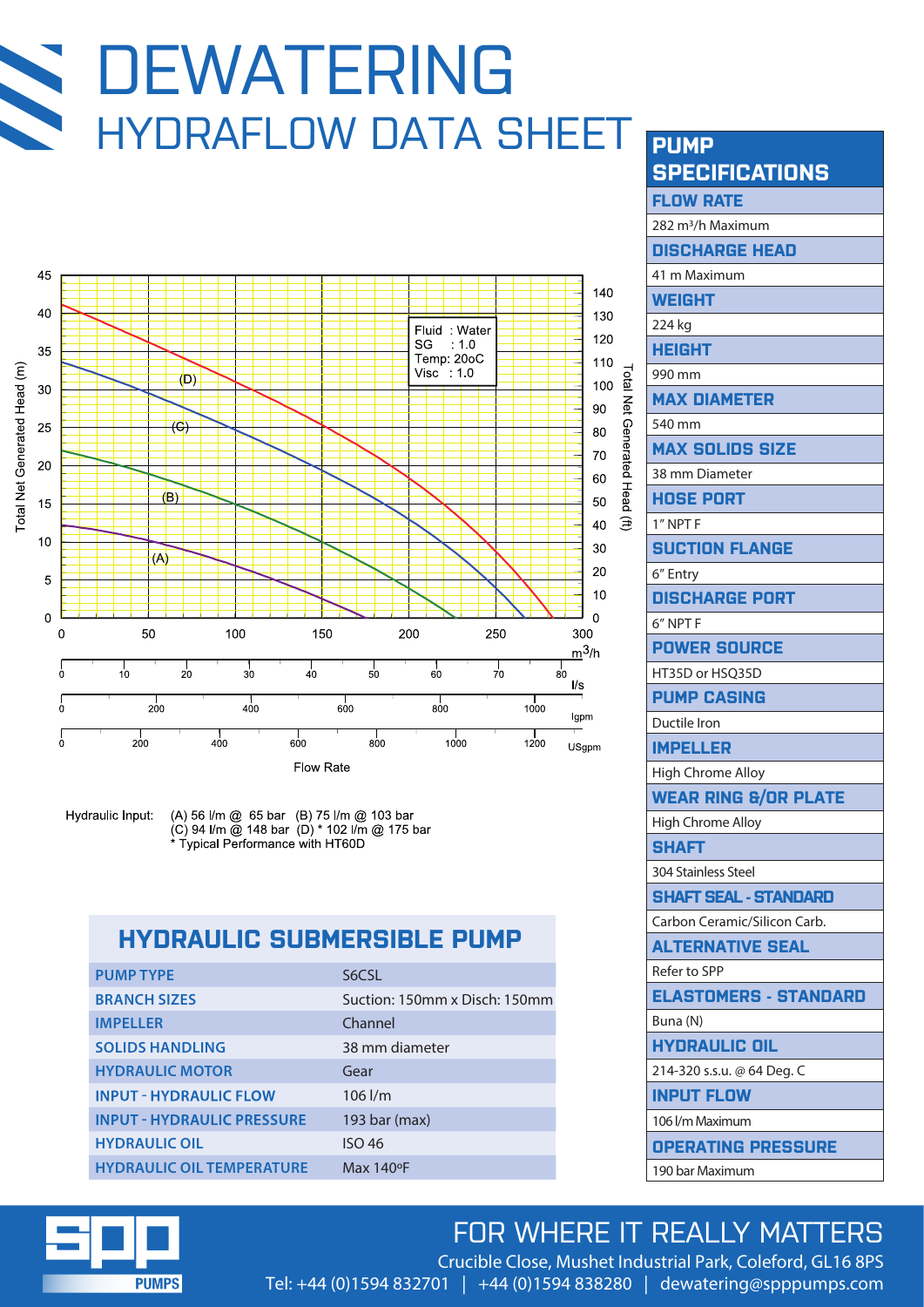# DEWATERING

## HYDRAFLOW DATA SHEET

Total Net Generated Head (m)

45
40
35
30
25
20
15
10
5
0

Total Net Generated Head (ft)

140
130
120
110
100
90
80
70
60
50
40
30
20
10
0

Fluid : Water
SG : 1.0
Temp: 20oC
Visc : 1.0

(D)
(C)
(B)
(A)

0 50 100 150 200 250 300 $m^3/h$

0 10 20 30 40 50 60 70 80 l/s

0 200 400 600 800 1000 Igpm

0 200 400 600 800 1000 1200 USgpm

Flow Rate

Hydraulic Input: (A) 56 l/m @ 65 bar (B) 75 l/m @ 103 bar
(C) 94 l/m @ 148 bar (D) * 102 l/m @ 175 bar
* Typical Performance with HT60D

## HYDRAULIC SUBMERSIBLE PUMP

| | |
|---|---|
| PUMP TYPE | S6CSL |
| BRANCH SIZES | Suction: 150mm x Disch: 150mm |
| IMPELLER | Channel |
| SOLIDS HANDLING | 38 mm diameter |
| HYDRAULIC MOTOR | Gear |
| INPUT - HYDRAULIC FLOW | 106 l/m |
| INPUT - HYDRAULIC PRESSURE | 193 bar (max) |
| HYDRAULIC OIL | ISO 46 |
| HYDRAULIC OIL TEMPERATURE | Max 140ºF |

## PUMP SPECIFICATIONS

**FLOW RATE**
282 m³/h Maximum

**DISCHARGE HEAD**
41 m Maximum

**WEIGHT**
224 kg

**HEIGHT**
990 mm

**MAX DIAMETER**
540 mm

**MAX SOLIDS SIZE**
38 mm Diameter

**HOSE PORT**
1" NPT F

**SUCTION FLANGE**
6" Entry

**DISCHARGE PORT**
6" NPT F

**POWER SOURCE**
HT35D or HSQ35D

**PUMP CASING**
Ductile Iron

**IMPELLER**
High Chrome Alloy

**WEAR RING &/OR PLATE**
High Chrome Alloy

**SHAFT**
304 Stainless Steel

**SHAFT SEAL - STANDARD**
Carbon Ceramic/Silicon Carb.

**ALTERNATIVE SEAL**
Refer to SPP

**ELASTOMERS - STANDARD**
Buna (N)

**HYDRAULIC OIL**
214-320 s.s.u. @ 64 Deg. C

**INPUT FLOW**
106 l/m Maximum

**OPERATING PRESSURE**
190 bar Maximum

SPP PUMPS

FOR WHERE IT REALLY MATTERS

Crucible Close, Mushet Industrial Park, Coleford, GL16 8PS
Tel: +44 (0)1594 832701 | +44 (0)1594 838280 | dewatering@spppumps.com